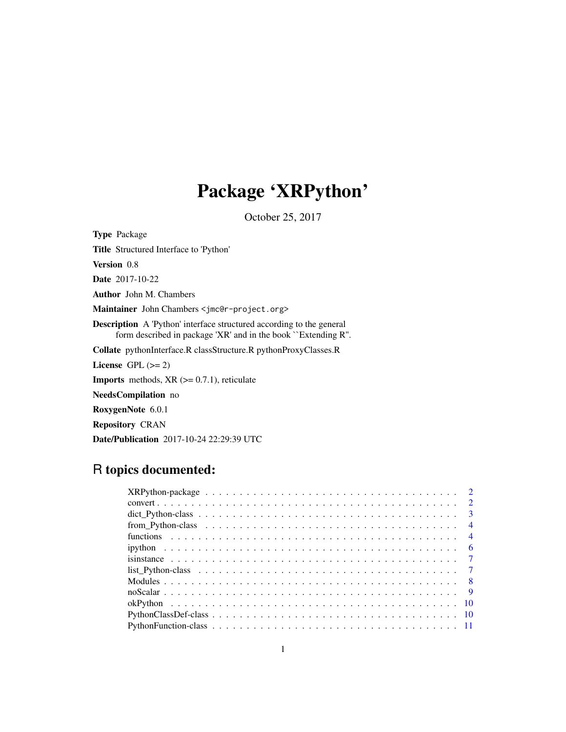# Package 'XRPython'

October 25, 2017

**Type** Package

**Title** Structured Interface to 'Python'

**Version** 0.8

**Date** 2017-10-22

**Author** John M. Chambers

**Maintainer** John Chambers <jmc@r-project.org>

**Description** A 'Python' interface structured according to the general form described in package 'XR' and in the book ``Extending R''.

**Collate** pythonInterface.R classStructure.R pythonProxyClasses.R

**License** GPL (>= 2)

**Imports** methods, XR (>= 0.7.1), reticulate

**NeedsCompilation** no

**RoxygenNote** 6.0.1

**Repository** CRAN

**Date/Publication** 2017-10-24 22:29:39 UTC

## R topics documented:

| | |
|---|---|
| XRPython-package | 2 |
| convert | 2 |
| dict_Python-class | 3 |
| from_Python-class | 4 |
| functions | 4 |
| ipython | 6 |
| isinstance | 7 |
| list_Python-class | 7 |
| Modules | 8 |
| noScalar | 9 |
| okPython | 10 |
| PythonClassDef-class | 10 |
| PythonFunction-class | 11 |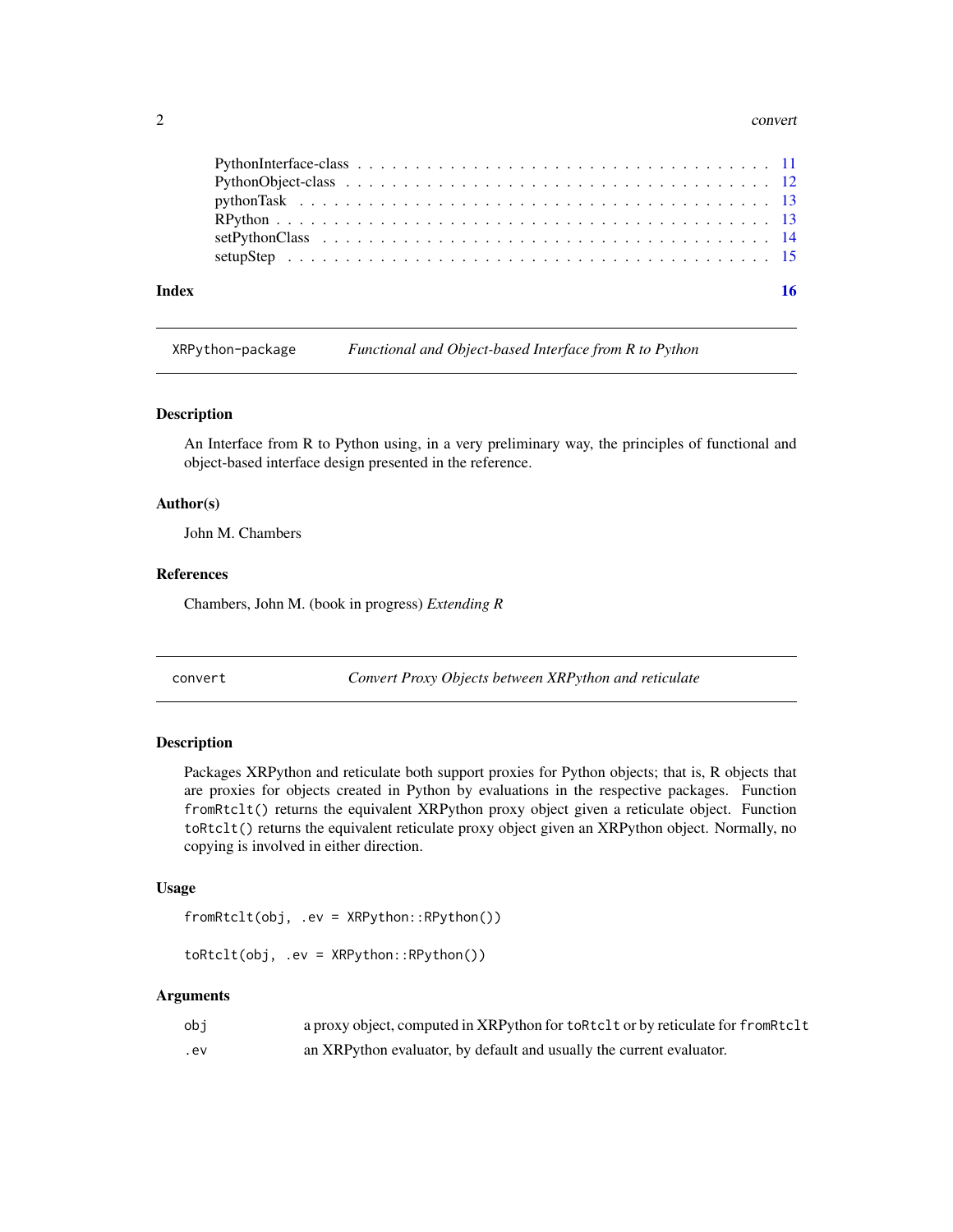PythonInterface-class . . . . . . . . . . . . . . . . . . . . . . . . . . . . . . . . . . . 11
PythonObject-class . . . . . . . . . . . . . . . . . . . . . . . . . . . . . . . . . . . . 12
pythonTask . . . . . . . . . . . . . . . . . . . . . . . . . . . . . . . . . . . . . . . . 13
RPython . . . . . . . . . . . . . . . . . . . . . . . . . . . . . . . . . . . . . . . . . . 13
setPythonClass . . . . . . . . . . . . . . . . . . . . . . . . . . . . . . . . . . . . . . 14
setupStep . . . . . . . . . . . . . . . . . . . . . . . . . . . . . . . . . . . . . . . . . 15

**Index** **16**

---

## XRPython-package — *Functional and Object-based Interface from R to Python*

### Description

An Interface from R to Python using, in a very preliminary way, the principles of functional and object-based interface design presented in the reference.

### Author(s)

John M. Chambers

### References

Chambers, John M. (book in progress) *Extending R*

---

## convert — *Convert Proxy Objects between XRPython and reticulate*

### Description

Packages XRPython and reticulate both support proxies for Python objects; that is, R objects that are proxies for objects created in Python by evaluations in the respective packages. Function `fromRtclt()` returns the equivalent XRPython proxy object given a reticulate object. Function `toRtclt()` returns the equivalent reticulate proxy object given an XRPython object. Normally, no copying is involved in either direction.

### Usage

```
fromRtclt(obj, .ev = XRPython::RPython())

toRtclt(obj, .ev = XRPython::RPython())
```

### Arguments

| | |
|---|---|
| `obj` | a proxy object, computed in XRPython for `toRtclt` or by reticulate for `fromRtclt` |
| `.ev` | an XRPython evaluator, by default and usually the current evaluator. |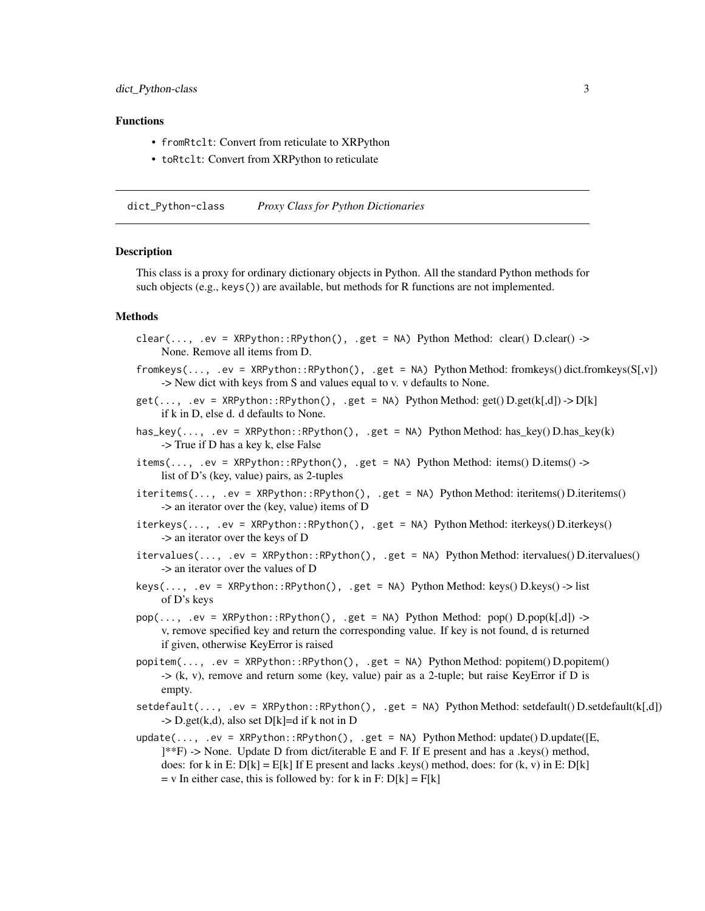### Functions

- `fromRtclt`: Convert from reticulate to XRPython
- `toRtclt`: Convert from XRPython to reticulate

---

## dict_Python-class &nbsp;&nbsp;&nbsp; *Proxy Class for Python Dictionaries*

---

### Description

This class is a proxy for ordinary dictionary objects in Python. All the standard Python methods for such objects (e.g., `keys()`) are available, but methods for R functions are not implemented.

### Methods

`clear(..., .ev = XRPython::RPython(), .get = NA)` Python Method: clear() D.clear() -> None. Remove all items from D.

`fromkeys(..., .ev = XRPython::RPython(), .get = NA)` Python Method: fromkeys() dict.fromkeys(S[,v]) -> New dict with keys from S and values equal to v. v defaults to None.

`get(..., .ev = XRPython::RPython(), .get = NA)` Python Method: get() D.get(k[,d]) -> D[k] if k in D, else d. d defaults to None.

`has_key(..., .ev = XRPython::RPython(), .get = NA)` Python Method: has_key() D.has_key(k) -> True if D has a key k, else False

`items(..., .ev = XRPython::RPython(), .get = NA)` Python Method: items() D.items() -> list of D's (key, value) pairs, as 2-tuples

`iteritems(..., .ev = XRPython::RPython(), .get = NA)` Python Method: iteritems() D.iteritems() -> an iterator over the (key, value) items of D

`iterkeys(..., .ev = XRPython::RPython(), .get = NA)` Python Method: iterkeys() D.iterkeys() -> an iterator over the keys of D

`itervalues(..., .ev = XRPython::RPython(), .get = NA)` Python Method: itervalues() D.itervalues() -> an iterator over the values of D

`keys(..., .ev = XRPython::RPython(), .get = NA)` Python Method: keys() D.keys() -> list of D's keys

`pop(..., .ev = XRPython::RPython(), .get = NA)` Python Method: pop() D.pop(k[,d]) -> v, remove specified key and return the corresponding value. If key is not found, d is returned if given, otherwise KeyError is raised

`popitem(..., .ev = XRPython::RPython(), .get = NA)` Python Method: popitem() D.popitem() -> (k, v), remove and return some (key, value) pair as a 2-tuple; but raise KeyError if D is empty.

`setdefault(..., .ev = XRPython::RPython(), .get = NA)` Python Method: setdefault() D.setdefault(k[,d]) -> D.get(k,d), also set D[k]=d if k not in D

`update(..., .ev = XRPython::RPython(), .get = NA)` Python Method: update() D.update([E, ]**F) -> None. Update D from dict/iterable E and F. If E present and has a .keys() method, does: for k in E: D[k] = E[k] If E present and lacks .keys() method, does: for (k, v) in E: D[k] = v In either case, this is followed by: for k in F: D[k] = F[k]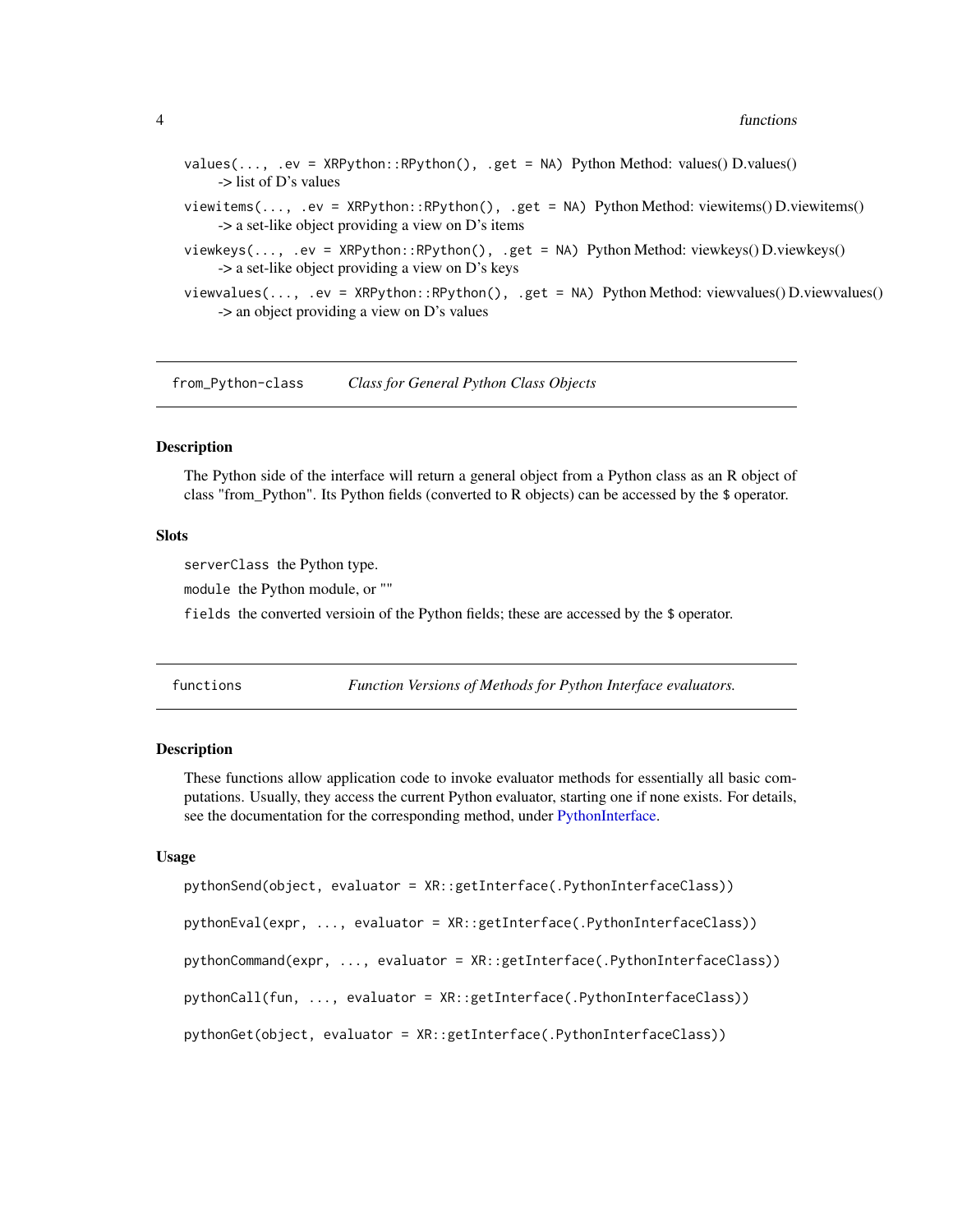`values(..., .ev = XRPython::RPython(), .get = NA)` Python Method: values() D.values() -> list of D's values

`viewitems(..., .ev = XRPython::RPython(), .get = NA)` Python Method: viewitems() D.viewitems() -> a set-like object providing a view on D's items

`viewkeys(..., .ev = XRPython::RPython(), .get = NA)` Python Method: viewkeys() D.viewkeys() -> a set-like object providing a view on D's keys

`viewvalues(..., .ev = XRPython::RPython(), .get = NA)` Python Method: viewvalues() D.viewvalues() -> an object providing a view on D's values

---

## from_Python-class — *Class for General Python Class Objects*

### Description

The Python side of the interface will return a general object from a Python class as an R object of class "from_Python". Its Python fields (converted to R objects) can be accessed by the `$` operator.

### Slots

`serverClass` the Python type.

`module` the Python module, or ""

`fields` the converted versioin of the Python fields; these are accessed by the `$` operator.

---

## functions — *Function Versions of Methods for Python Interface evaluators.*

### Description

These functions allow application code to invoke evaluator methods for essentially all basic computations. Usually, they access the current Python evaluator, starting one if none exists. For details, see the documentation for the corresponding method, under PythonInterface.

### Usage

```
pythonSend(object, evaluator = XR::getInterface(.PythonInterfaceClass))

pythonEval(expr, ..., evaluator = XR::getInterface(.PythonInterfaceClass))

pythonCommand(expr, ..., evaluator = XR::getInterface(.PythonInterfaceClass))

pythonCall(fun, ..., evaluator = XR::getInterface(.PythonInterfaceClass))

pythonGet(object, evaluator = XR::getInterface(.PythonInterfaceClass))
```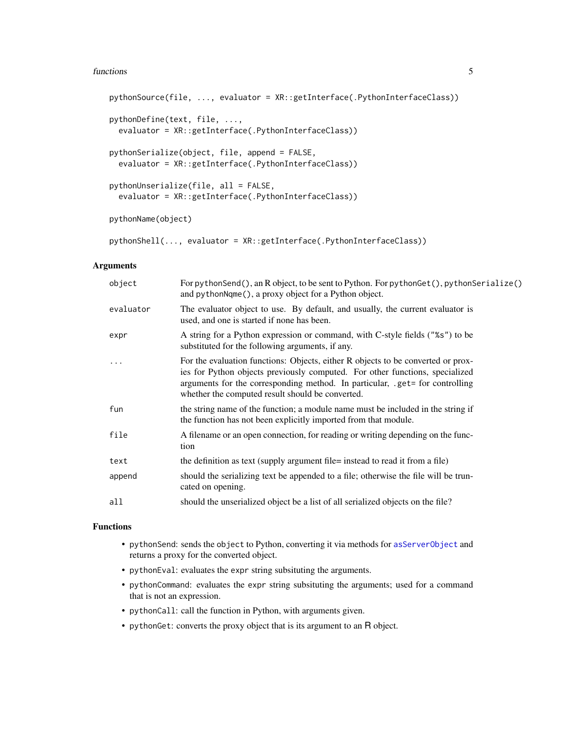```
pythonSource(file, ..., evaluator = XR::getInterface(.PythonInterfaceClass))

pythonDefine(text, file, ...,
  evaluator = XR::getInterface(.PythonInterfaceClass))

pythonSerialize(object, file, append = FALSE,
  evaluator = XR::getInterface(.PythonInterfaceClass))

pythonUnserialize(file, all = FALSE,
  evaluator = XR::getInterface(.PythonInterfaceClass))

pythonName(object)

pythonShell(..., evaluator = XR::getInterface(.PythonInterfaceClass))
```

## Arguments

| | |
|---|---|
| `object` | For `pythonSend()`, an R object, to be sent to Python. For `pythonGet()`, `pythonSerialize()` and `pythonNqme()`, a proxy object for a Python object. |
| `evaluator` | The evaluator object to use. By default, and usually, the current evaluator is used, and one is started if none has been. |
| `expr` | A string for a Python expression or command, with C-style fields (`"%s"`) to be substituted for the following arguments, if any. |
| `...` | For the evaluation functions: Objects, either R objects to be converted or proxies for Python objects previously computed. For other functions, specialized arguments for the corresponding method. In particular, `.get=` for controlling whether the computed result should be converted. |
| `fun` | the string name of the function; a module name must be included in the string if the function has not been explicitly imported from that module. |
| `file` | A filename or an open connection, for reading or writing depending on the function |
| `text` | the definition as text (supply argument file= instead to read it from a file) |
| `append` | should the serializing text be appended to a file; otherwise the file will be truncated on opening. |
| `all` | should the unserialized object be a list of all serialized objects on the file? |

## Functions

- `pythonSend`: sends the `object` to Python, converting it via methods for `asServerObject` and returns a proxy for the converted object.
- `pythonEval`: evaluates the `expr` string subsituting the arguments.
- `pythonCommand`: evaluates the `expr` string subsituting the arguments; used for a command that is not an expression.
- `pythonCall`: call the function in Python, with arguments given.
- `pythonGet`: converts the proxy object that is its argument to an R object.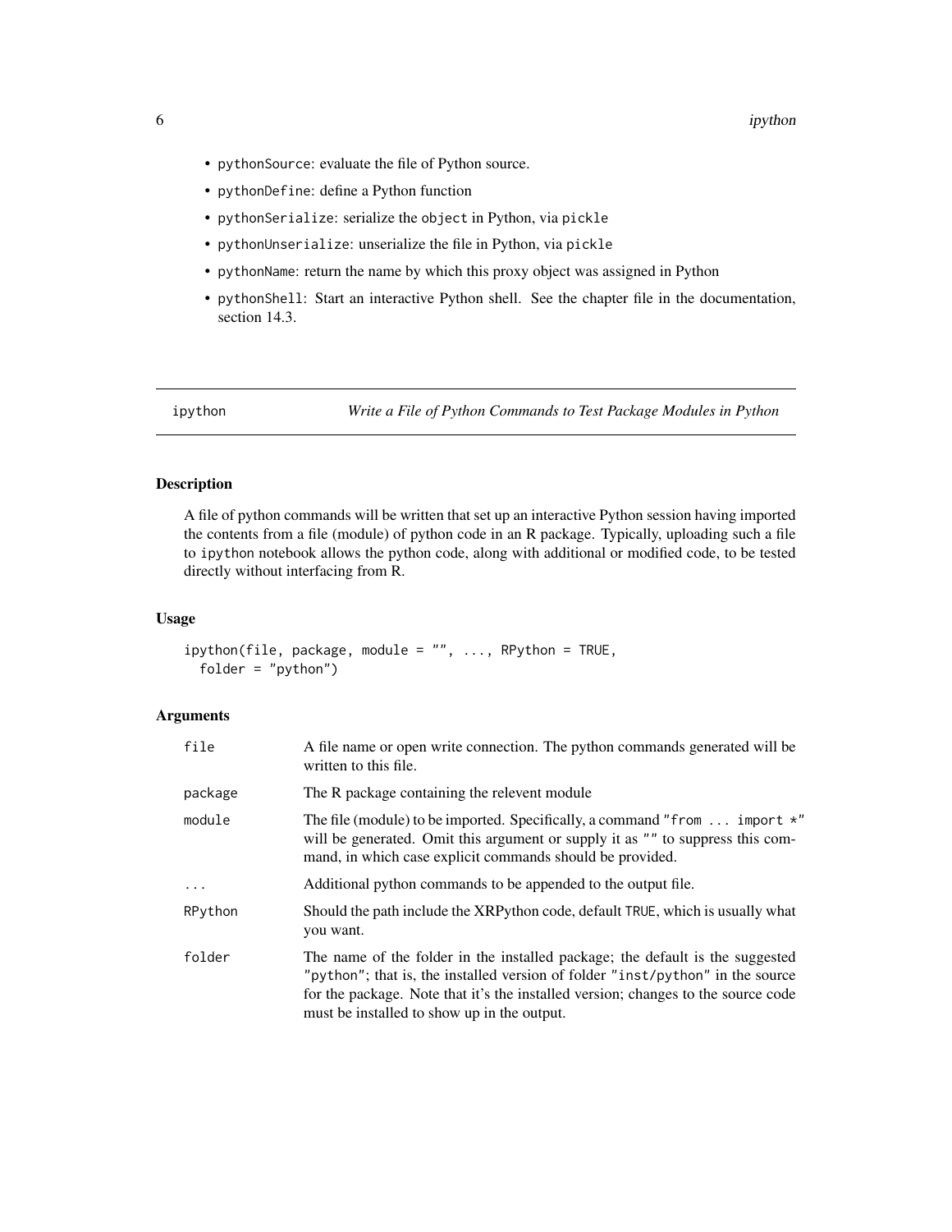- `pythonSource`: evaluate the file of Python source.
- `pythonDefine`: define a Python function
- `pythonSerialize`: serialize the `object` in Python, via `pickle`
- `pythonUnserialize`: unserialize the file in Python, via `pickle`
- `pythonName`: return the name by which this proxy object was assigned in Python
- `pythonShell`: Start an interactive Python shell. See the chapter file in the documentation, section 14.3.

---

## ipython — *Write a File of Python Commands to Test Package Modules in Python*

### Description

A file of python commands will be written that set up an interactive Python session having imported the contents from a file (module) of python code in an R package. Typically, uploading such a file to `ipython` notebook allows the python code, along with additional or modified code, to be tested directly without interfacing from R.

### Usage

```
ipython(file, package, module = "", ..., RPython = TRUE,
  folder = "python")
```

### Arguments

| | |
|---|---|
| `file` | A file name or open write connection. The python commands generated will be written to this file. |
| `package` | The R package containing the relevent module |
| `module` | The file (module) to be imported. Specifically, a command `"from ... import *"` will be generated. Omit this argument or supply it as `""` to suppress this command, in which case explicit commands should be provided. |
| `...` | Additional python commands to be appended to the output file. |
| `RPython` | Should the path include the XRPython code, default `TRUE`, which is usually what you want. |
| `folder` | The name of the folder in the installed package; the default is the suggested `"python"`; that is, the installed version of folder `"inst/python"` in the source for the package. Note that it's the installed version; changes to the source code must be installed to show up in the output. |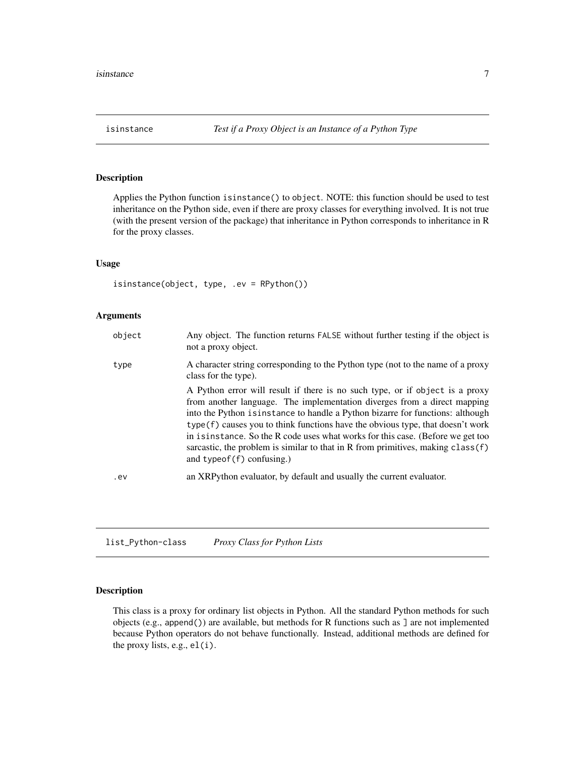## isinstance — *Test if a Proxy Object is an Instance of a Python Type*

### Description

Applies the Python function `isinstance()` to `object`. NOTE: this function should be used to test inheritance on the Python side, even if there are proxy classes for everything involved. It is not true (with the present version of the package) that inheritance in Python corresponds to inheritance in R for the proxy classes.

### Usage

```
isinstance(object, type, .ev = RPython())
```

### Arguments

| | |
|---|---|
| `object` | Any object. The function returns `FALSE` without further testing if the object is not a proxy object. |
| `type` | A character string corresponding to the Python type (not to the name of a proxy class for the type).<br><br>A Python error will result if there is no such type, or if `object` is a proxy from another language. The implementation diverges from a direct mapping into the Python `isinstance` to handle a Python bizarre for functions: although `type(f)` causes you to think functions have the obvious type, that doesn't work in `isinstance`. So the R code uses what works for this case. (Before we get too sarcastic, the problem is similar to that in R from primitives, making `class(f)` and `typeof(f)` confusing.) |
| `.ev` | an XRPython evaluator, by default and usually the current evaluator. |

## list_Python-class — *Proxy Class for Python Lists*

### Description

This class is a proxy for ordinary list objects in Python. All the standard Python methods for such objects (e.g., `append()`) are available, but methods for R functions such as `]` are not implemented because Python operators do not behave functionally. Instead, additional methods are defined for the proxy lists, e.g., `el(i)`.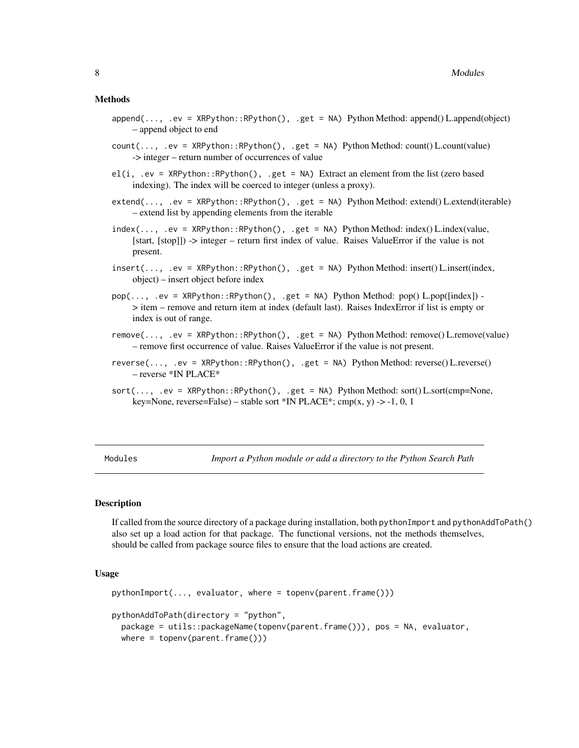### Methods

`append(..., .ev = XRPython::RPython(), .get = NA)` Python Method: append() L.append(object) – append object to end

`count(..., .ev = XRPython::RPython(), .get = NA)` Python Method: count() L.count(value) -> integer – return number of occurrences of value

`el(i, .ev = XRPython::RPython(), .get = NA)` Extract an element from the list (zero based indexing). The index will be coerced to integer (unless a proxy).

`extend(..., .ev = XRPython::RPython(), .get = NA)` Python Method: extend() L.extend(iterable) – extend list by appending elements from the iterable

`index(..., .ev = XRPython::RPython(), .get = NA)` Python Method: index() L.index(value, [start, [stop]]) -> integer – return first index of value. Raises ValueError if the value is not present.

`insert(..., .ev = XRPython::RPython(), .get = NA)` Python Method: insert() L.insert(index, object) – insert object before index

`pop(..., .ev = XRPython::RPython(), .get = NA)` Python Method: pop() L.pop([index]) -> item – remove and return item at index (default last). Raises IndexError if list is empty or index is out of range.

`remove(..., .ev = XRPython::RPython(), .get = NA)` Python Method: remove() L.remove(value) – remove first occurrence of value. Raises ValueError if the value is not present.

`reverse(..., .ev = XRPython::RPython(), .get = NA)` Python Method: reverse() L.reverse() – reverse *IN PLACE*

`sort(..., .ev = XRPython::RPython(), .get = NA)` Python Method: sort() L.sort(cmp=None, key=None, reverse=False) – stable sort *IN PLACE*; cmp(x, y) -> -1, 0, 1

---

## Modules — *Import a Python module or add a directory to the Python Search Path*

### Description

If called from the source directory of a package during installation, both `pythonImport` and `pythonAddToPath()` also set up a load action for that package. The functional versions, not the methods themselves, should be called from package source files to ensure that the load actions are created.

### Usage

```
pythonImport(..., evaluator, where = topenv(parent.frame()))

pythonAddToPath(directory = "python",
  package = utils::packageName(topenv(parent.frame())), pos = NA, evaluator,
  where = topenv(parent.frame()))
```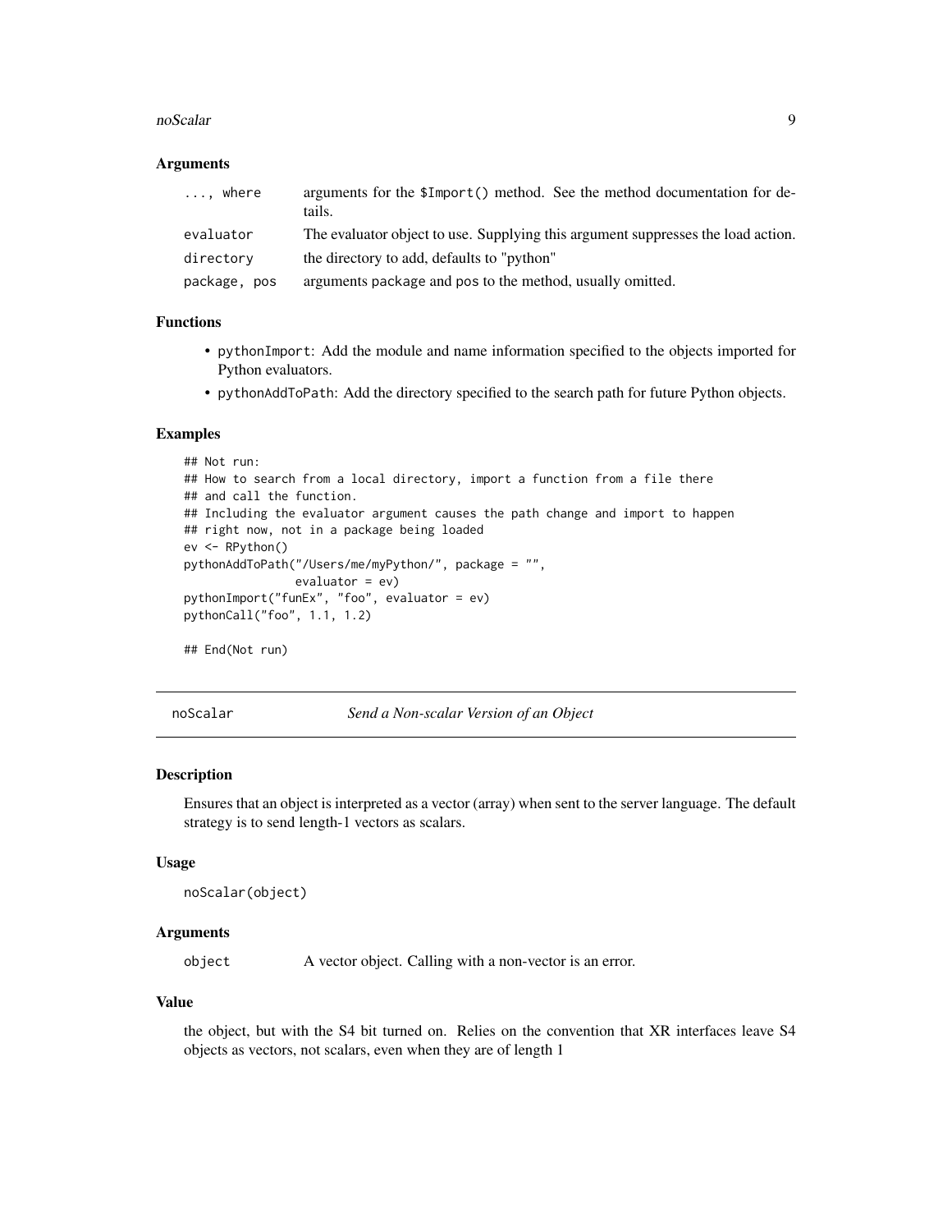### Arguments

| | |
|---|---|
| `..., where` | arguments for the `$Import()` method. See the method documentation for details. |
| `evaluator` | The evaluator object to use. Supplying this argument suppresses the load action. |
| `directory` | the directory to add, defaults to "python" |
| `package, pos` | arguments package and pos to the method, usually omitted. |

### Functions

- `pythonImport`: Add the module and name information specified to the objects imported for Python evaluators.
- `pythonAddToPath`: Add the directory specified to the search path for future Python objects.

### Examples

```
## Not run:
## How to search from a local directory, import a function from a file there
## and call the function.
## Including the evaluator argument causes the path change and import to happen
## right now, not in a package being loaded
ev <- RPython()
pythonAddToPath("/Users/me/myPython/", package = "",
                evaluator = ev)
pythonImport("funEx", "foo", evaluator = ev)
pythonCall("foo", 1.1, 1.2)

## End(Not run)
```

---

## noScalar    *Send a Non-scalar Version of an Object*

---

### Description

Ensures that an object is interpreted as a vector (array) when sent to the server language. The default strategy is to send length-1 vectors as scalars.

### Usage

```
noScalar(object)
```

### Arguments

| | |
|---|---|
| `object` | A vector object. Calling with a non-vector is an error. |

### Value

the object, but with the S4 bit turned on. Relies on the convention that XR interfaces leave S4 objects as vectors, not scalars, even when they are of length 1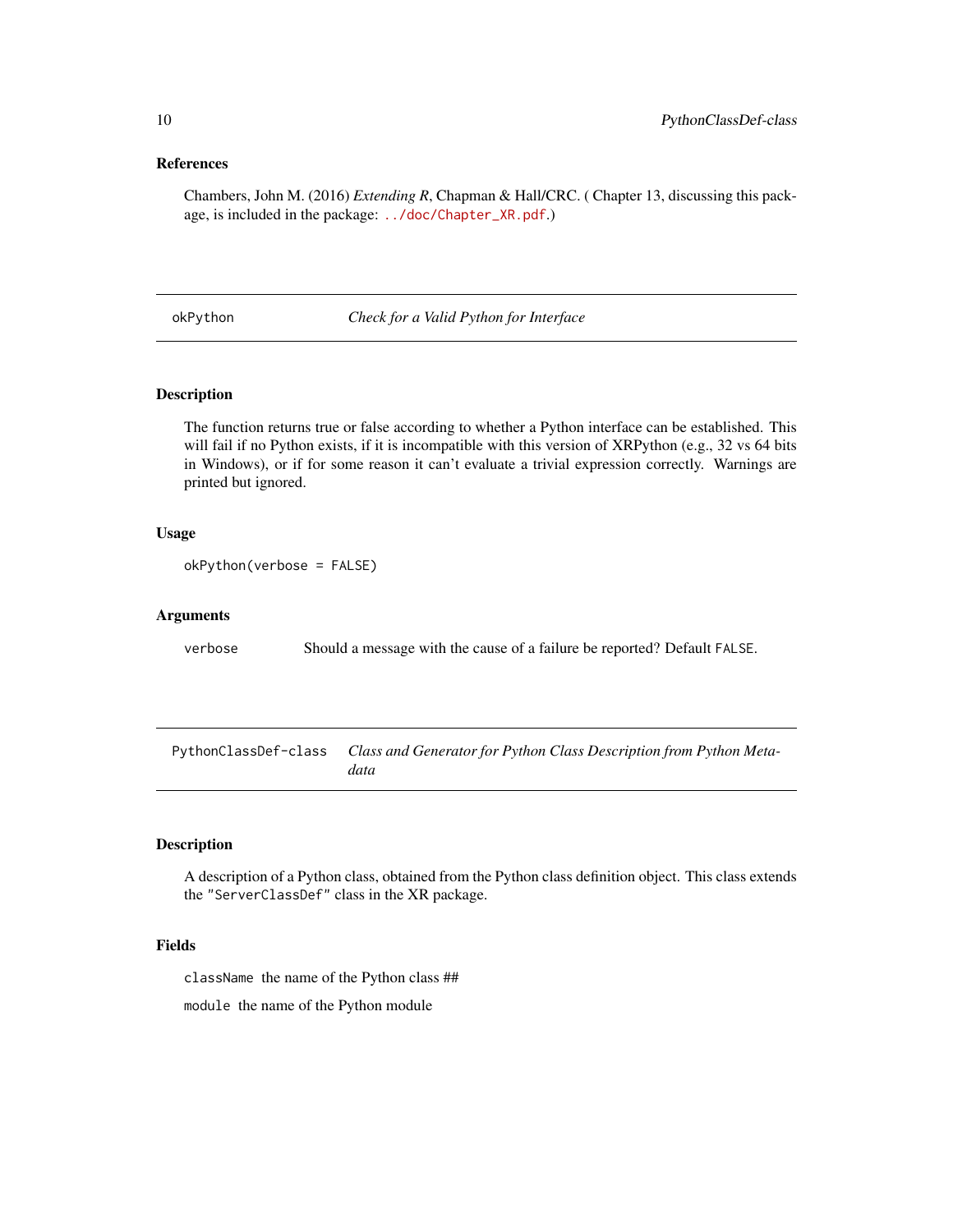### References

Chambers, John M. (2016) *Extending R*, Chapman & Hall/CRC. ( Chapter 13, discussing this package, is included in the package: `../doc/Chapter_XR.pdf`.)

---

## okPython — *Check for a Valid Python for Interface*

### Description

The function returns true or false according to whether a Python interface can be established. This will fail if no Python exists, if it is incompatible with this version of XRPython (e.g., 32 vs 64 bits in Windows), or if for some reason it can't evaluate a trivial expression correctly. Warnings are printed but ignored.

### Usage

```
okPython(verbose = FALSE)
```

### Arguments

`verbose` Should a message with the cause of a failure be reported? Default `FALSE`.

---

## PythonClassDef-class — *Class and Generator for Python Class Description from Python Metadata*

### Description

A description of a Python class, obtained from the Python class definition object. This class extends the `"ServerClassDef"` class in the XR package.

### Fields

`className` the name of the Python class ##

`module` the name of the Python module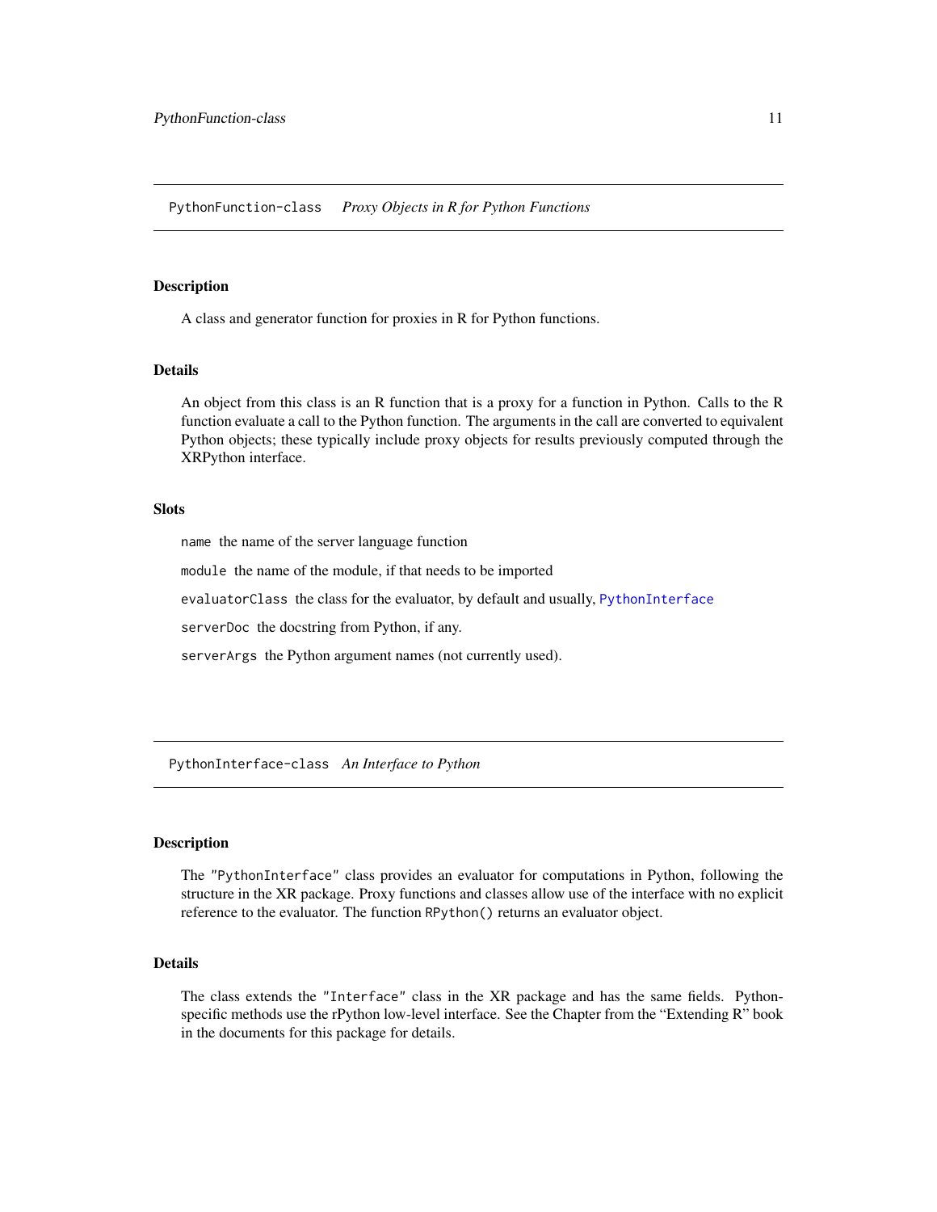## PythonFunction-class *Proxy Objects in R for Python Functions*

### Description

A class and generator function for proxies in R for Python functions.

### Details

An object from this class is an R function that is a proxy for a function in Python. Calls to the R function evaluate a call to the Python function. The arguments in the call are converted to equivalent Python objects; these typically include proxy objects for results previously computed through the XRPython interface.

### Slots

`name` the name of the server language function

`module` the name of the module, if that needs to be imported

`evaluatorClass` the class for the evaluator, by default and usually, `PythonInterface`

`serverDoc` the docstring from Python, if any.

`serverArgs` the Python argument names (not currently used).

## PythonInterface-class *An Interface to Python*

### Description

The `"PythonInterface"` class provides an evaluator for computations in Python, following the structure in the XR package. Proxy functions and classes allow use of the interface with no explicit reference to the evaluator. The function `RPython()` returns an evaluator object.

### Details

The class extends the `"Interface"` class in the XR package and has the same fields. Python-specific methods use the rPython low-level interface. See the Chapter from the "Extending R" book in the documents for this package for details.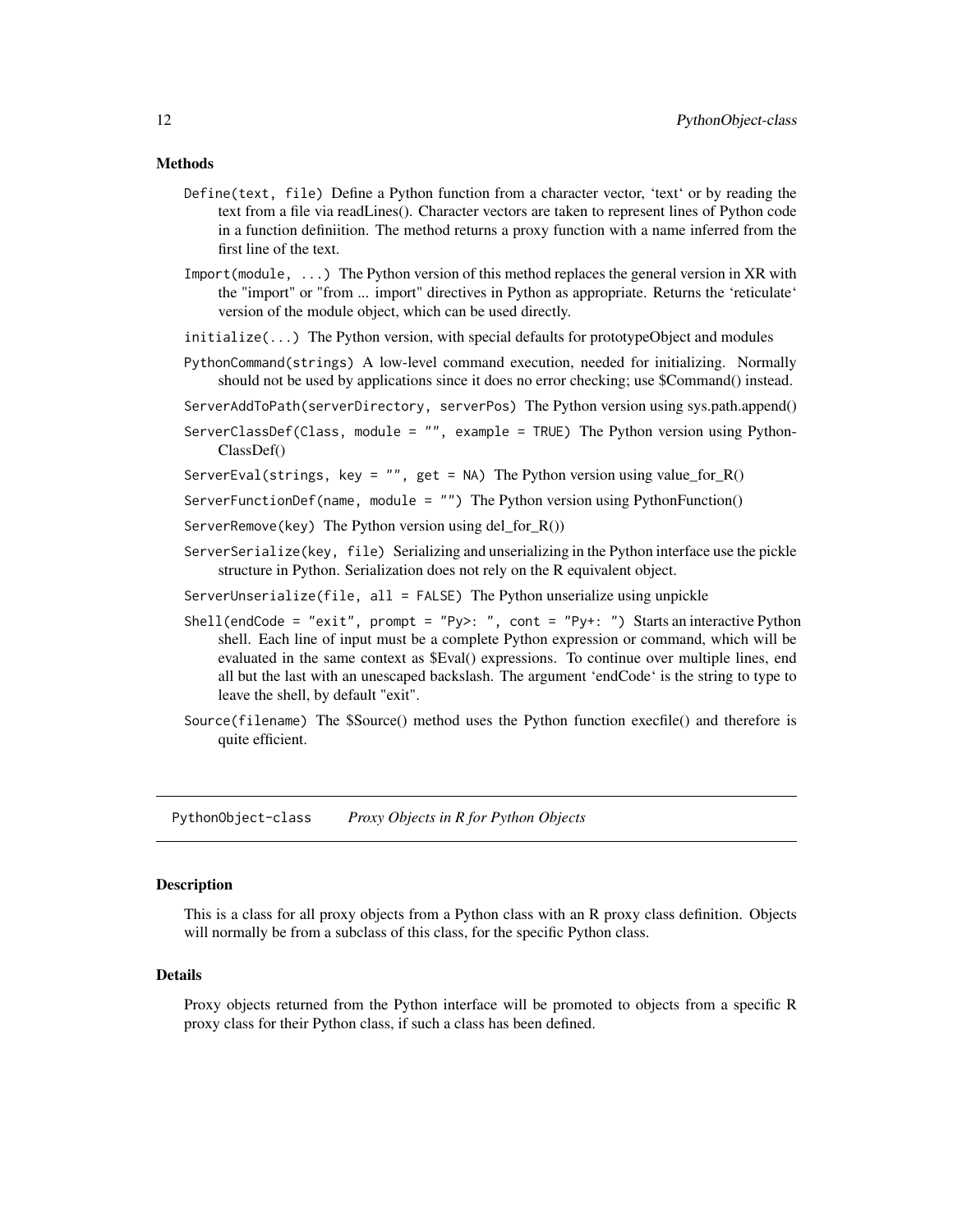### Methods

`Define(text, file)` Define a Python function from a character vector, 'text' or by reading the text from a file via readLines(). Character vectors are taken to represent lines of Python code in a function definiition. The method returns a proxy function with a name inferred from the first line of the text.

`Import(module, ...)` The Python version of this method replaces the general version in XR with the "import" or "from ... import" directives in Python as appropriate. Returns the 'reticulate' version of the module object, which can be used directly.

`initialize(...)` The Python version, with special defaults for prototypeObject and modules

`PythonCommand(strings)` A low-level command execution, needed for initializing. Normally should not be used by applications since it does no error checking; use $Command() instead.

`ServerAddToPath(serverDirectory, serverPos)` The Python version using sys.path.append()

`ServerClassDef(Class, module = "", example = TRUE)` The Python version using PythonClassDef()

`ServerEval(strings, key = "", get = NA)` The Python version using value_for_R()

`ServerFunctionDef(name, module = "")` The Python version using PythonFunction()

`ServerRemove(key)` The Python version using del_for_R())

`ServerSerialize(key, file)` Serializing and unserializing in the Python interface use the pickle structure in Python. Serialization does not rely on the R equivalent object.

`ServerUnserialize(file, all = FALSE)` The Python unserialize using unpickle

`Shell(endCode = "exit", prompt = "Py>: ", cont = "Py+: ")` Starts an interactive Python shell. Each line of input must be a complete Python expression or command, which will be evaluated in the same context as $Eval() expressions. To continue over multiple lines, end all but the last with an unescaped backslash. The argument 'endCode' is the string to type to leave the shell, by default "exit".

`Source(filename)` The $Source() method uses the Python function execfile() and therefore is quite efficient.

---

## PythonObject-class *Proxy Objects in R for Python Objects*

### Description

This is a class for all proxy objects from a Python class with an R proxy class definition. Objects will normally be from a subclass of this class, for the specific Python class.

### Details

Proxy objects returned from the Python interface will be promoted to objects from a specific R proxy class for their Python class, if such a class has been defined.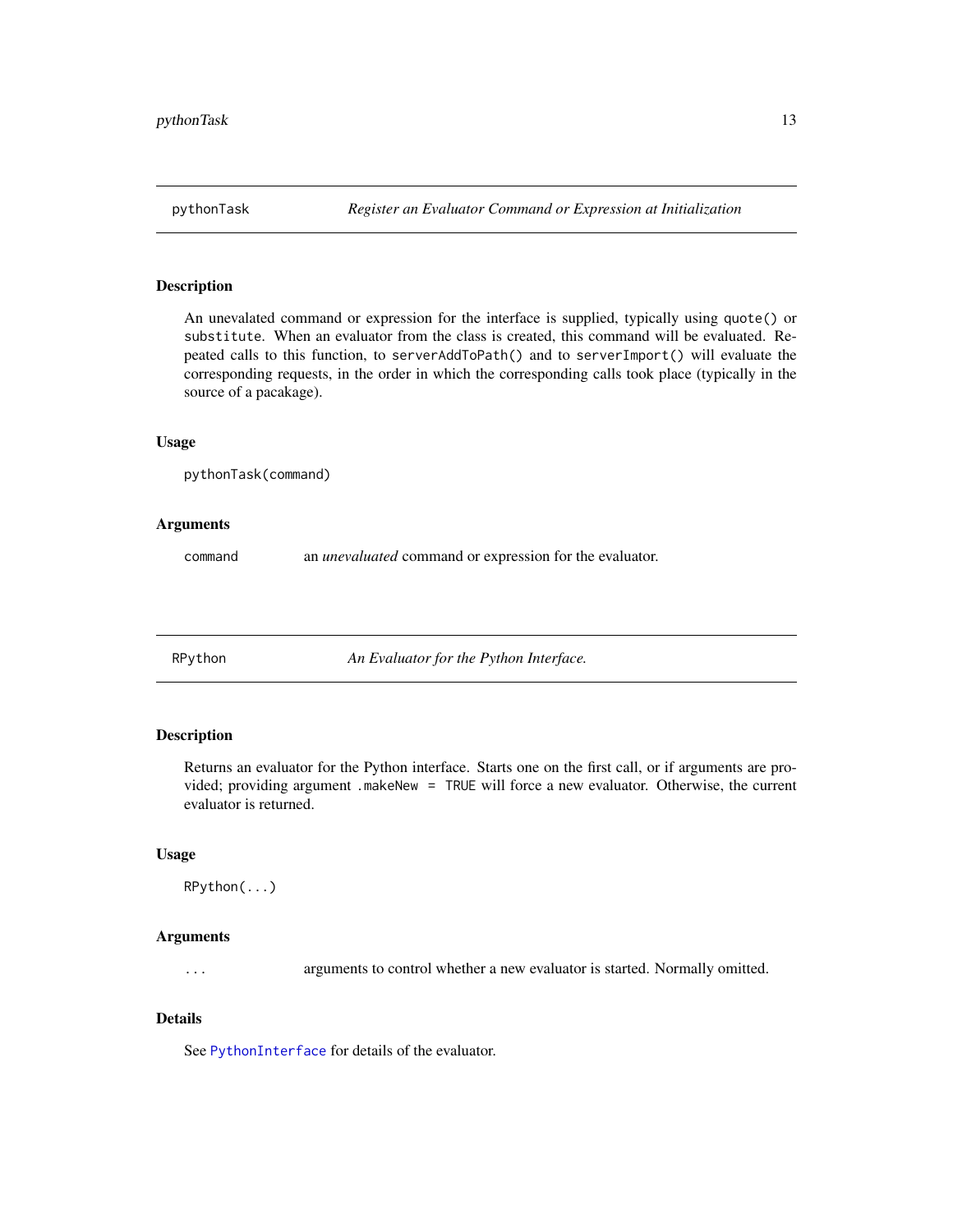## pythonTask — *Register an Evaluator Command or Expression at Initialization*

### Description

An unevalated command or expression for the interface is supplied, typically using `quote()` or `substitute`. When an evaluator from the class is created, this command will be evaluated. Repeated calls to this function, to `serverAddToPath()` and to `serverImport()` will evaluate the corresponding requests, in the order in which the corresponding calls took place (typically in the source of a pacakage).

### Usage

```
pythonTask(command)
```

### Arguments

| | |
|---|---|
| `command` | an *unevaluated* command or expression for the evaluator. |

## RPython — *An Evaluator for the Python Interface.*

### Description

Returns an evaluator for the Python interface. Starts one on the first call, or if arguments are provided; providing argument `.makeNew = TRUE` will force a new evaluator. Otherwise, the current evaluator is returned.

### Usage

```
RPython(...)
```

### Arguments

| | |
|---|---|
| `...` | arguments to control whether a new evaluator is started. Normally omitted. |

### Details

See `PythonInterface` for details of the evaluator.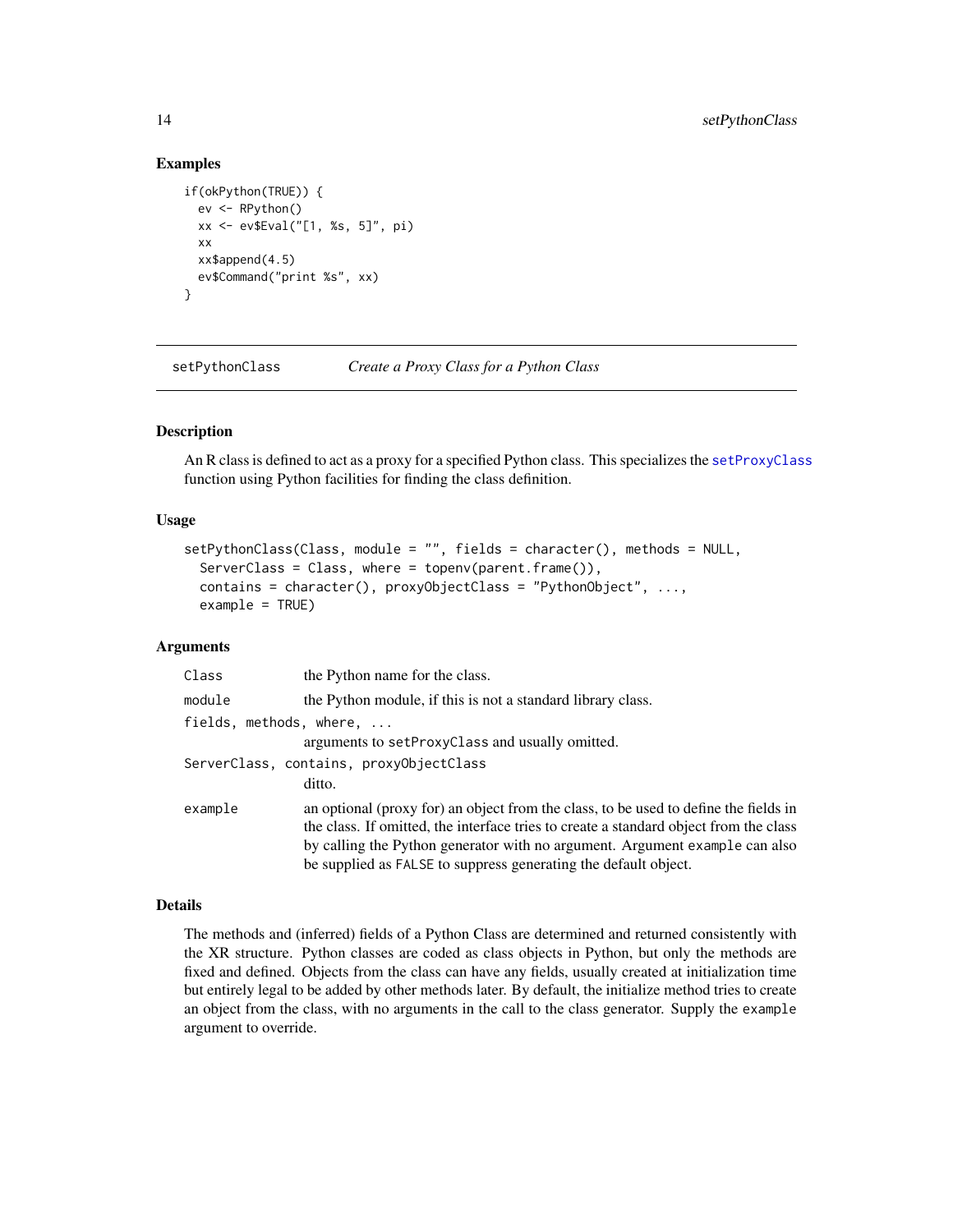## Examples

```
if(okPython(TRUE)) {
  ev <- RPython()
  xx <- ev$Eval("[1, %s, 5]", pi)
  xx
  xx$append(4.5)
  ev$Command("print %s", xx)
}
```

---

## setPythonClass — *Create a Proxy Class for a Python Class*

### Description

An R class is defined to act as a proxy for a specified Python class. This specializes the setProxyClass function using Python facilities for finding the class definition.

### Usage

```
setPythonClass(Class, module = "", fields = character(), methods = NULL,
  ServerClass = Class, where = topenv(parent.frame()),
  contains = character(), proxyObjectClass = "PythonObject", ...,
  example = TRUE)
```

### Arguments

- `Class` — the Python name for the class.
- `module` — the Python module, if this is not a standard library class.
- `fields, methods, where, ...` — arguments to `setProxyClass` and usually omitted.
- `ServerClass, contains, proxyObjectClass` — ditto.
- `example` — an optional (proxy for) an object from the class, to be used to define the fields in the class. If omitted, the interface tries to create a standard object from the class by calling the Python generator with no argument. Argument `example` can also be supplied as `FALSE` to suppress generating the default object.

### Details

The methods and (inferred) fields of a Python Class are determined and returned consistently with the XR structure. Python classes are coded as class objects in Python, but only the methods are fixed and defined. Objects from the class can have any fields, usually created at initialization time but entirely legal to be added by other methods later. By default, the initialize method tries to create an object from the class, with no arguments in the call to the class generator. Supply the `example` argument to override.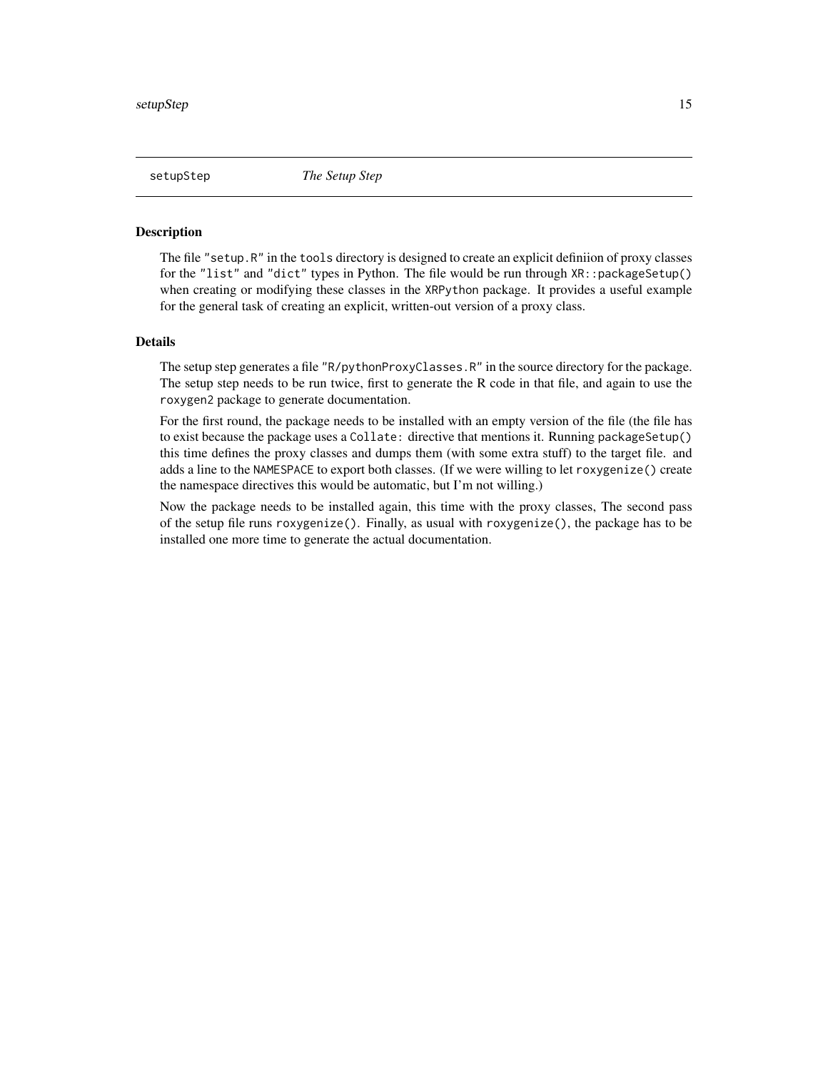# setupStep *The Setup Step*

## Description

The file "setup.R" in the tools directory is designed to create an explicit definiion of proxy classes for the "list" and "dict" types in Python. The file would be run through XR::packageSetup() when creating or modifying these classes in the XRPython package. It provides a useful example for the general task of creating an explicit, written-out version of a proxy class.

## Details

The setup step generates a file "R/pythonProxyClasses.R" in the source directory for the package. The setup step needs to be run twice, first to generate the R code in that file, and again to use the roxygen2 package to generate documentation.

For the first round, the package needs to be installed with an empty version of the file (the file has to exist because the package uses a Collate: directive that mentions it. Running packageSetup() this time defines the proxy classes and dumps them (with some extra stuff) to the target file. and adds a line to the NAMESPACE to export both classes. (If we were willing to let roxygenize() create the namespace directives this would be automatic, but I'm not willing.)

Now the package needs to be installed again, this time with the proxy classes, The second pass of the setup file runs roxygenize(). Finally, as usual with roxygenize(), the package has to be installed one more time to generate the actual documentation.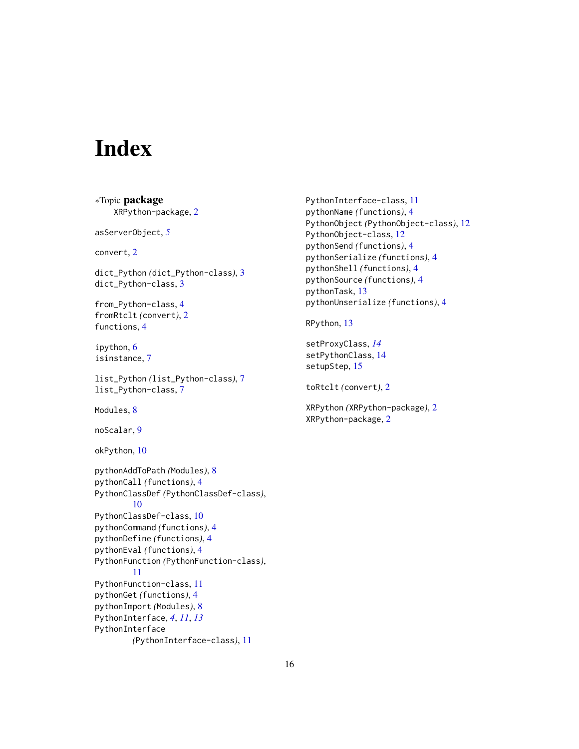# Index

∗Topic **package**
  XRPython-package, 2

asServerObject, *5*

convert, 2

dict_Python *(dict_Python-class)*, 3
dict_Python-class, 3

from_Python-class, 4
fromRtclt *(convert)*, 2
functions, 4

ipython, 6
isinstance, 7

list_Python *(list_Python-class)*, 7
list_Python-class, 7

Modules, 8

noScalar, 9

okPython, 10

pythonAddToPath *(Modules)*, 8
pythonCall *(functions)*, 4
PythonClassDef *(PythonClassDef-class)*, 10
PythonClassDef-class, 10
pythonCommand *(functions)*, 4
pythonDefine *(functions)*, 4
pythonEval *(functions)*, 4
PythonFunction *(PythonFunction-class)*, 11
PythonFunction-class, 11
pythonGet *(functions)*, 4
pythonImport *(Modules)*, 8
PythonInterface, *4*, *11*, *13*
PythonInterface *(PythonInterface-class)*, 11
PythonInterface-class, 11
pythonName *(functions)*, 4
PythonObject *(PythonObject-class)*, 12
PythonObject-class, 12
pythonSend *(functions)*, 4
pythonSerialize *(functions)*, 4
pythonShell *(functions)*, 4
pythonSource *(functions)*, 4
pythonTask, 13
pythonUnserialize *(functions)*, 4

RPython, 13

setProxyClass, *14*
setPythonClass, 14
setupStep, 15

toRtclt *(convert)*, 2

XRPython *(XRPython-package)*, 2
XRPython-package, 2